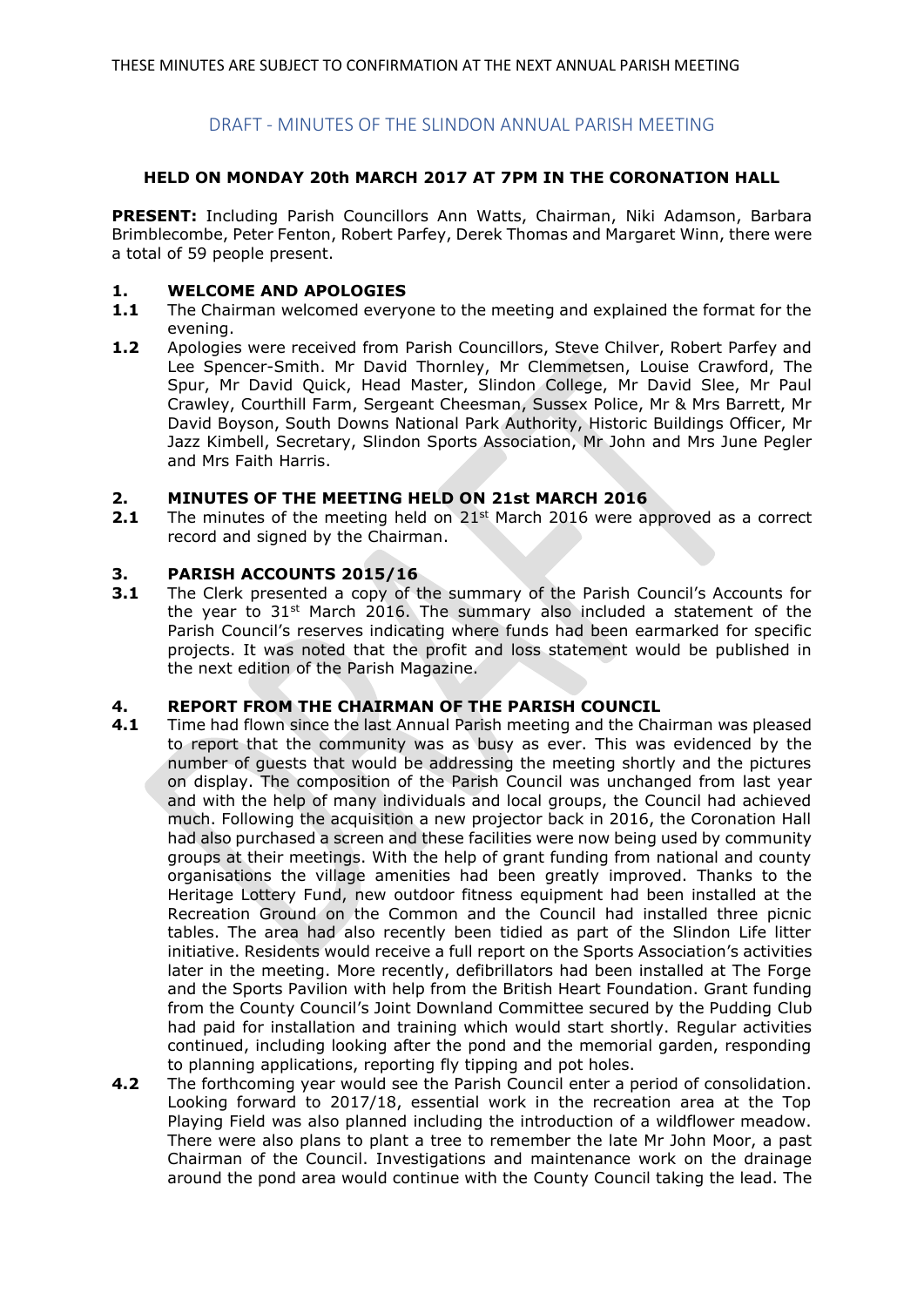THESE MINUTES ARE SUBJECT TO CONFIRMATION AT THE NEXT ANNUAL PARISH MEETING

# DRAFT - MINUTES OF THE SLINDON ANNUAL PARISH MEETING

**HELD ON MONDAY 20th MARCH 2017 AT 7PM IN THE CORONATION HALL**

**PRESENT:** Including Parish Councillors Ann Watts, Chairman, Niki Adamson, Barbara Brimblecombe, Peter Fenton, Robert Parfey, Derek Thomas and Margaret Winn, there were a total of 59 people present.

## 1. WELCOME AND APOLOGIES

**1.1** The Chairman welcomed everyone to the meeting and explained the format for the evening.

**1.2** Apologies were received from Parish Councillors, Steve Chilver, Robert Parfey and Lee Spencer-Smith. Mr David Thornley, Mr Clemmetsen, Louise Crawford, The Spur, Mr David Quick, Head Master, Slindon College, Mr David Slee, Mr Paul Crawley, Courthill Farm, Sergeant Cheesman, Sussex Police, Mr & Mrs Barrett, Mr David Boyson, South Downs National Park Authority, Historic Buildings Officer, Mr Jazz Kimbell, Secretary, Slindon Sports Association, Mr John and Mrs June Pegler and Mrs Faith Harris.

## 2. MINUTES OF THE MEETING HELD ON 21st MARCH 2016

**2.1** The minutes of the meeting held on 21st March 2016 were approved as a correct record and signed by the Chairman.

## 3. PARISH ACCOUNTS 2015/16

**3.1** The Clerk presented a copy of the summary of the Parish Council's Accounts for the year to 31st March 2016. The summary also included a statement of the Parish Council's reserves indicating where funds had been earmarked for specific projects. It was noted that the profit and loss statement would be published in the next edition of the Parish Magazine.

## 4. REPORT FROM THE CHAIRMAN OF THE PARISH COUNCIL

**4.1** Time had flown since the last Annual Parish meeting and the Chairman was pleased to report that the community was as busy as ever. This was evidenced by the number of guests that would be addressing the meeting shortly and the pictures on display. The composition of the Parish Council was unchanged from last year and with the help of many individuals and local groups, the Council had achieved much. Following the acquisition a new projector back in 2016, the Coronation Hall had also purchased a screen and these facilities were now being used by community groups at their meetings. With the help of grant funding from national and county organisations the village amenities had been greatly improved. Thanks to the Heritage Lottery Fund, new outdoor fitness equipment had been installed at the Recreation Ground on the Common and the Council had installed three picnic tables. The area had also recently been tidied as part of the Slindon Life litter initiative. Residents would receive a full report on the Sports Association's activities later in the meeting. More recently, defibrillators had been installed at The Forge and the Sports Pavilion with help from the British Heart Foundation. Grant funding from the County Council's Joint Downland Committee secured by the Pudding Club had paid for installation and training which would start shortly. Regular activities continued, including looking after the pond and the memorial garden, responding to planning applications, reporting fly tipping and pot holes.

**4.2** The forthcoming year would see the Parish Council enter a period of consolidation. Looking forward to 2017/18, essential work in the recreation area at the Top Playing Field was also planned including the introduction of a wildflower meadow. There were also plans to plant a tree to remember the late Mr John Moor, a past Chairman of the Council. Investigations and maintenance work on the drainage around the pond area would continue with the County Council taking the lead. The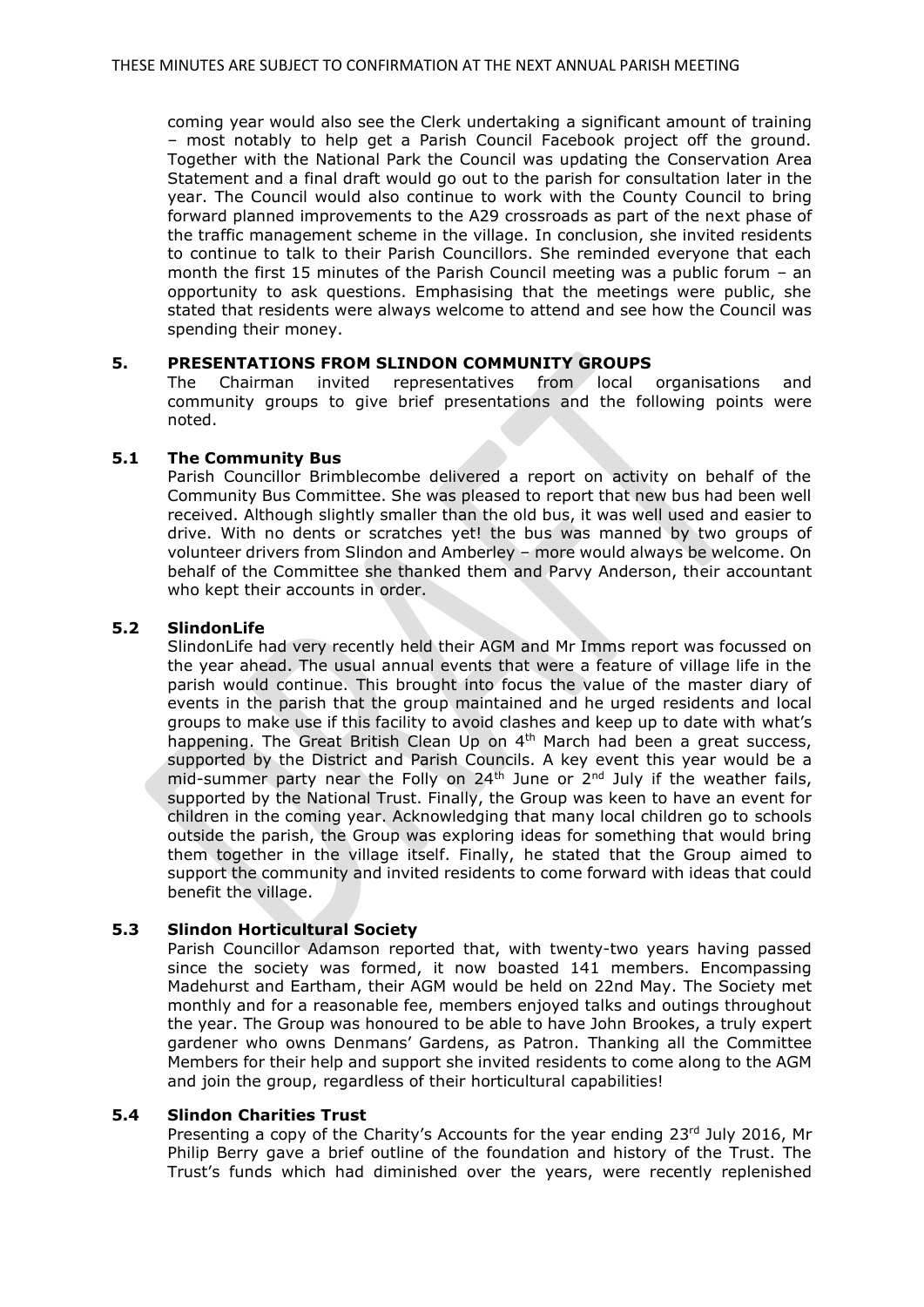coming year would also see the Clerk undertaking a significant amount of training – most notably to help get a Parish Council Facebook project off the ground. Together with the National Park the Council was updating the Conservation Area Statement and a final draft would go out to the parish for consultation later in the year. The Council would also continue to work with the County Council to bring forward planned improvements to the A29 crossroads as part of the next phase of the traffic management scheme in the village. In conclusion, she invited residents to continue to talk to their Parish Councillors. She reminded everyone that each month the first 15 minutes of the Parish Council meeting was a public forum – an opportunity to ask questions. Emphasising that the meetings were public, she stated that residents were always welcome to attend and see how the Council was spending their money.

## 5. PRESENTATIONS FROM SLINDON COMMUNITY GROUPS

The Chairman invited representatives from local organisations and community groups to give brief presentations and the following points were noted.

### 5.1 The Community Bus

Parish Councillor Brimblecombe delivered a report on activity on behalf of the Community Bus Committee. She was pleased to report that new bus had been well received. Although slightly smaller than the old bus, it was well used and easier to drive. With no dents or scratches yet! the bus was manned by two groups of volunteer drivers from Slindon and Amberley – more would always be welcome. On behalf of the Committee she thanked them and Parvy Anderson, their accountant who kept their accounts in order.

### 5.2 SlindonLife

SlindonLife had very recently held their AGM and Mr Imms report was focussed on the year ahead. The usual annual events that were a feature of village life in the parish would continue. This brought into focus the value of the master diary of events in the parish that the group maintained and he urged residents and local groups to make use if this facility to avoid clashes and keep up to date with what's happening. The Great British Clean Up on 4th March had been a great success, supported by the District and Parish Councils. A key event this year would be a mid-summer party near the Folly on 24th June or 2nd July if the weather fails, supported by the National Trust. Finally, the Group was keen to have an event for children in the coming year. Acknowledging that many local children go to schools outside the parish, the Group was exploring ideas for something that would bring them together in the village itself. Finally, he stated that the Group aimed to support the community and invited residents to come forward with ideas that could benefit the village.

### 5.3 Slindon Horticultural Society

Parish Councillor Adamson reported that, with twenty-two years having passed since the society was formed, it now boasted 141 members. Encompassing Madehurst and Eartham, their AGM would be held on 22nd May. The Society met monthly and for a reasonable fee, members enjoyed talks and outings throughout the year. The Group was honoured to be able to have John Brookes, a truly expert gardener who owns Denmans' Gardens, as Patron. Thanking all the Committee Members for their help and support she invited residents to come along to the AGM and join the group, regardless of their horticultural capabilities!

### 5.4 Slindon Charities Trust

Presenting a copy of the Charity's Accounts for the year ending 23rd July 2016, Mr Philip Berry gave a brief outline of the foundation and history of the Trust. The Trust's funds which had diminished over the years, were recently replenished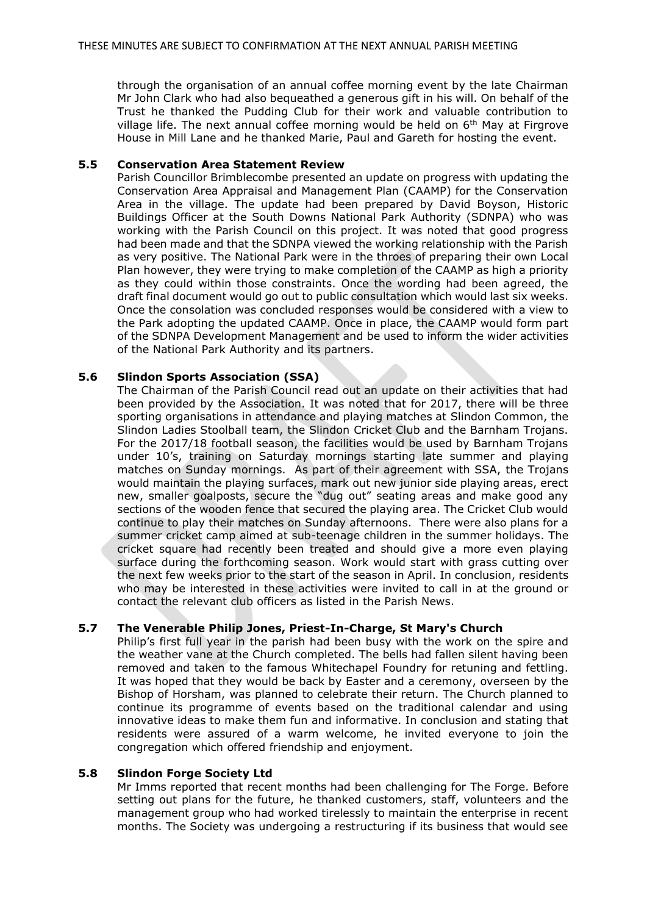through the organisation of an annual coffee morning event by the late Chairman Mr John Clark who had also bequeathed a generous gift in his will. On behalf of the Trust he thanked the Pudding Club for their work and valuable contribution to village life. The next annual coffee morning would be held on 6th May at Firgrove House in Mill Lane and he thanked Marie, Paul and Gareth for hosting the event.

### 5.5 Conservation Area Statement Review

Parish Councillor Brimblecombe presented an update on progress with updating the Conservation Area Appraisal and Management Plan (CAAMP) for the Conservation Area in the village. The update had been prepared by David Boyson, Historic Buildings Officer at the South Downs National Park Authority (SDNPA) who was working with the Parish Council on this project. It was noted that good progress had been made and that the SDNPA viewed the working relationship with the Parish as very positive. The National Park were in the throes of preparing their own Local Plan however, they were trying to make completion of the CAAMP as high a priority as they could within those constraints. Once the wording had been agreed, the draft final document would go out to public consultation which would last six weeks. Once the consolation was concluded responses would be considered with a view to the Park adopting the updated CAAMP. Once in place, the CAAMP would form part of the SDNPA Development Management and be used to inform the wider activities of the National Park Authority and its partners.

### 5.6 Slindon Sports Association (SSA)

The Chairman of the Parish Council read out an update on their activities that had been provided by the Association. It was noted that for 2017, there will be three sporting organisations in attendance and playing matches at Slindon Common, the Slindon Ladies Stoolball team, the Slindon Cricket Club and the Barnham Trojans. For the 2017/18 football season, the facilities would be used by Barnham Trojans under 10's, training on Saturday mornings starting late summer and playing matches on Sunday mornings. As part of their agreement with SSA, the Trojans would maintain the playing surfaces, mark out new junior side playing areas, erect new, smaller goalposts, secure the "dug out" seating areas and make good any sections of the wooden fence that secured the playing area. The Cricket Club would continue to play their matches on Sunday afternoons. There were also plans for a summer cricket camp aimed at sub-teenage children in the summer holidays. The cricket square had recently been treated and should give a more even playing surface during the forthcoming season. Work would start with grass cutting over the next few weeks prior to the start of the season in April. In conclusion, residents who may be interested in these activities were invited to call in at the ground or contact the relevant club officers as listed in the Parish News.

### 5.7 The Venerable Philip Jones, Priest-In-Charge, St Mary's Church

Philip's first full year in the parish had been busy with the work on the spire and the weather vane at the Church completed. The bells had fallen silent having been removed and taken to the famous Whitechapel Foundry for retuning and fettling. It was hoped that they would be back by Easter and a ceremony, overseen by the Bishop of Horsham, was planned to celebrate their return. The Church planned to continue its programme of events based on the traditional calendar and using innovative ideas to make them fun and informative. In conclusion and stating that residents were assured of a warm welcome, he invited everyone to join the congregation which offered friendship and enjoyment.

### 5.8 Slindon Forge Society Ltd

Mr Imms reported that recent months had been challenging for The Forge. Before setting out plans for the future, he thanked customers, staff, volunteers and the management group who had worked tirelessly to maintain the enterprise in recent months. The Society was undergoing a restructuring if its business that would see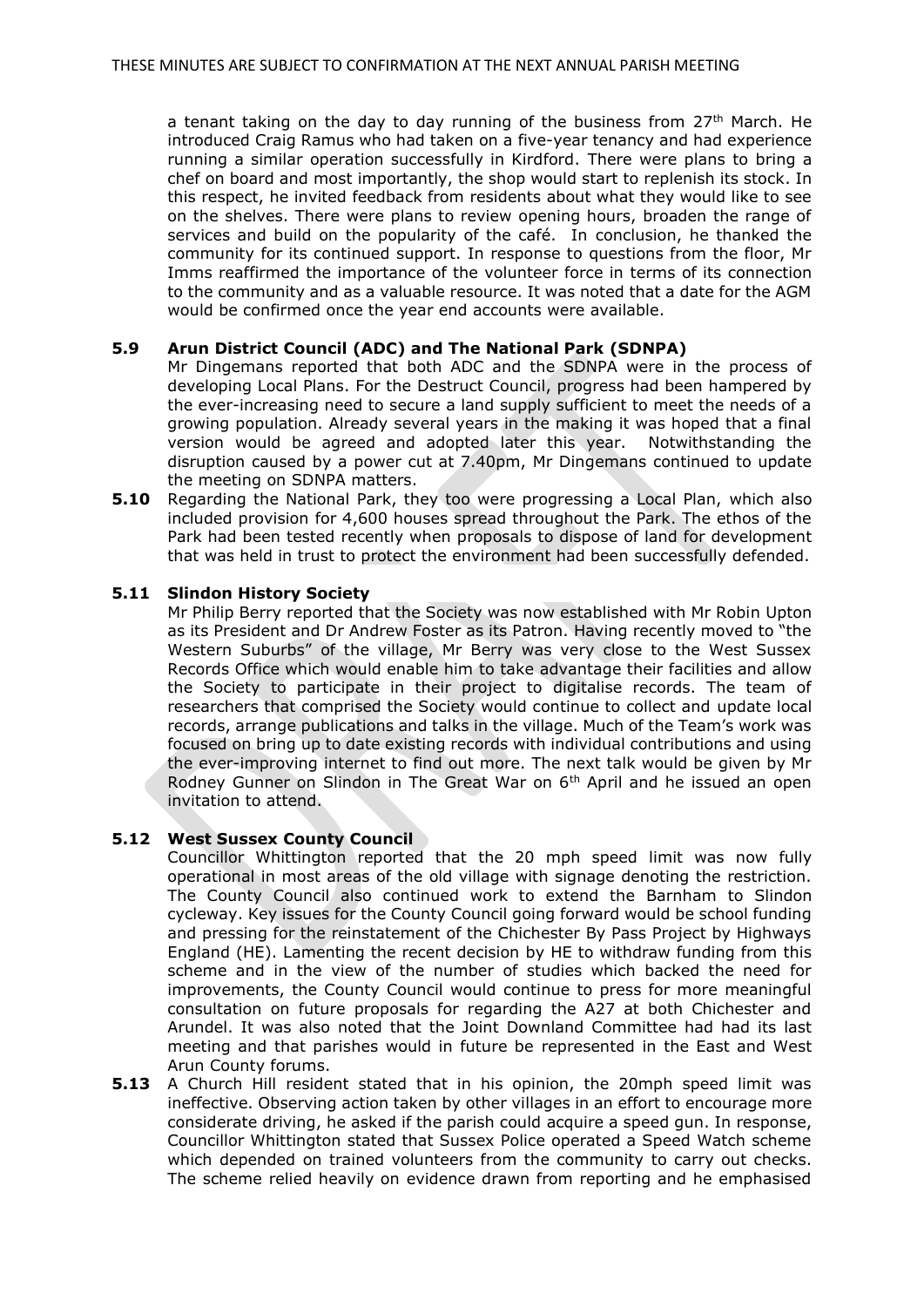a tenant taking on the day to day running of the business from 27th March. He introduced Craig Ramus who had taken on a five-year tenancy and had experience running a similar operation successfully in Kirdford. There were plans to bring a chef on board and most importantly, the shop would start to replenish its stock. In this respect, he invited feedback from residents about what they would like to see on the shelves. There were plans to review opening hours, broaden the range of services and build on the popularity of the café. In conclusion, he thanked the community for its continued support. In response to questions from the floor, Mr Imms reaffirmed the importance of the volunteer force in terms of its connection to the community and as a valuable resource. It was noted that a date for the AGM would be confirmed once the year end accounts were available.

**5.9 Arun District Council (ADC) and The National Park (SDNPA)**

Mr Dingemans reported that both ADC and the SDNPA were in the process of developing Local Plans. For the Destruct Council, progress had been hampered by the ever-increasing need to secure a land supply sufficient to meet the needs of a growing population. Already several years in the making it was hoped that a final version would be agreed and adopted later this year. Notwithstanding the disruption caused by a power cut at 7.40pm, Mr Dingemans continued to update the meeting on SDNPA matters.

**5.10** Regarding the National Park, they too were progressing a Local Plan, which also included provision for 4,600 houses spread throughout the Park. The ethos of the Park had been tested recently when proposals to dispose of land for development that was held in trust to protect the environment had been successfully defended.

**5.11 Slindon History Society**

Mr Philip Berry reported that the Society was now established with Mr Robin Upton as its President and Dr Andrew Foster as its Patron. Having recently moved to "the Western Suburbs" of the village, Mr Berry was very close to the West Sussex Records Office which would enable him to take advantage their facilities and allow the Society to participate in their project to digitalise records. The team of researchers that comprised the Society would continue to collect and update local records, arrange publications and talks in the village. Much of the Team's work was focused on bring up to date existing records with individual contributions and using the ever-improving internet to find out more. The next talk would be given by Mr Rodney Gunner on Slindon in The Great War on 6th April and he issued an open invitation to attend.

**5.12 West Sussex County Council**

Councillor Whittington reported that the 20 mph speed limit was now fully operational in most areas of the old village with signage denoting the restriction. The County Council also continued work to extend the Barnham to Slindon cycleway. Key issues for the County Council going forward would be school funding and pressing for the reinstatement of the Chichester By Pass Project by Highways England (HE). Lamenting the recent decision by HE to withdraw funding from this scheme and in the view of the number of studies which backed the need for improvements, the County Council would continue to press for more meaningful consultation on future proposals for regarding the A27 at both Chichester and Arundel. It was also noted that the Joint Downland Committee had had its last meeting and that parishes would in future be represented in the East and West Arun County forums.

**5.13** A Church Hill resident stated that in his opinion, the 20mph speed limit was ineffective. Observing action taken by other villages in an effort to encourage more considerate driving, he asked if the parish could acquire a speed gun. In response, Councillor Whittington stated that Sussex Police operated a Speed Watch scheme which depended on trained volunteers from the community to carry out checks. The scheme relied heavily on evidence drawn from reporting and he emphasised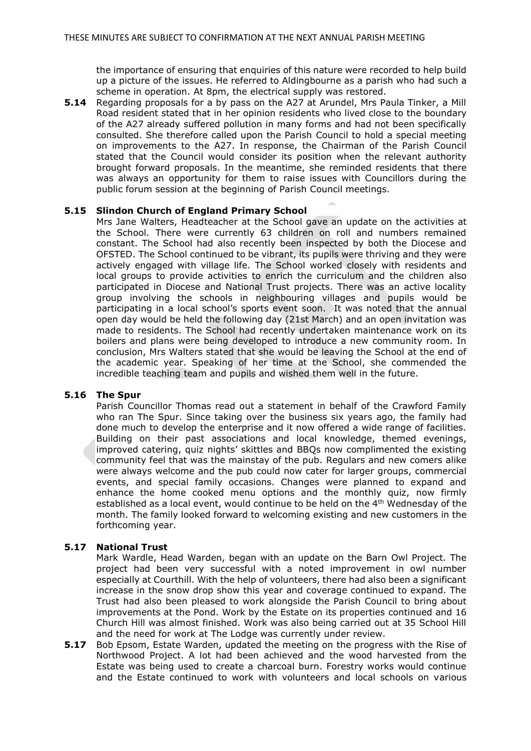the importance of ensuring that enquiries of this nature were recorded to help build up a picture of the issues. He referred to Aldingbourne as a parish who had such a scheme in operation. At 8pm, the electrical supply was restored.

**5.14** Regarding proposals for a by pass on the A27 at Arundel, Mrs Paula Tinker, a Mill Road resident stated that in her opinion residents who lived close to the boundary of the A27 already suffered pollution in many forms and had not been specifically consulted. She therefore called upon the Parish Council to hold a special meeting on improvements to the A27. In response, the Chairman of the Parish Council stated that the Council would consider its position when the relevant authority brought forward proposals. In the meantime, she reminded residents that there was always an opportunity for them to raise issues with Councillors during the public forum session at the beginning of Parish Council meetings.

**5.15 Slindon Church of England Primary School**

Mrs Jane Walters, Headteacher at the School gave an update on the activities at the School. There were currently 63 children on roll and numbers remained constant. The School had also recently been inspected by both the Diocese and OFSTED. The School continued to be vibrant, its pupils were thriving and they were actively engaged with village life. The School worked closely with residents and local groups to provide activities to enrich the curriculum and the children also participated in Diocese and National Trust projects. There was an active locality group involving the schools in neighbouring villages and pupils would be participating in a local school's sports event soon. It was noted that the annual open day would be held the following day (21st March) and an open invitation was made to residents. The School had recently undertaken maintenance work on its boilers and plans were being developed to introduce a new community room. In conclusion, Mrs Walters stated that she would be leaving the School at the end of the academic year. Speaking of her time at the School, she commended the incredible teaching team and pupils and wished them well in the future.

**5.16 The Spur**

Parish Councillor Thomas read out a statement in behalf of the Crawford Family who ran The Spur. Since taking over the business six years ago, the family had done much to develop the enterprise and it now offered a wide range of facilities. Building on their past associations and local knowledge, themed evenings, improved catering, quiz nights' skittles and BBQs now complimented the existing community feel that was the mainstay of the pub. Regulars and new comers alike were always welcome and the pub could now cater for larger groups, commercial events, and special family occasions. Changes were planned to expand and enhance the home cooked menu options and the monthly quiz, now firmly established as a local event, would continue to be held on the 4th Wednesday of the month. The family looked forward to welcoming existing and new customers in the forthcoming year.

**5.17 National Trust**

Mark Wardle, Head Warden, began with an update on the Barn Owl Project. The project had been very successful with a noted improvement in owl number especially at Courthill. With the help of volunteers, there had also been a significant increase in the snow drop show this year and coverage continued to expand. The Trust had also been pleased to work alongside the Parish Council to bring about improvements at the Pond. Work by the Estate on its properties continued and 16 Church Hill was almost finished. Work was also being carried out at 35 School Hill and the need for work at The Lodge was currently under review.

**5.17** Bob Epsom, Estate Warden, updated the meeting on the progress with the Rise of Northwood Project. A lot had been achieved and the wood harvested from the Estate was being used to create a charcoal burn. Forestry works would continue and the Estate continued to work with volunteers and local schools on various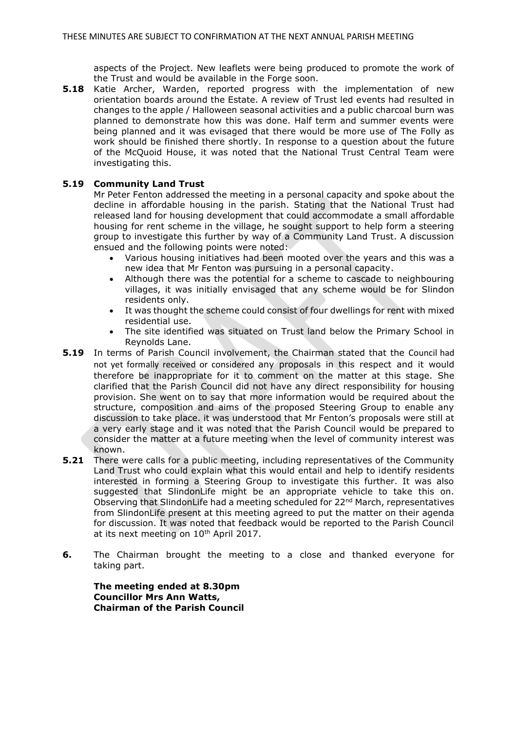aspects of the Project. New leaflets were being produced to promote the work of the Trust and would be available in the Forge soon.

**5.18** Katie Archer, Warden, reported progress with the implementation of new orientation boards around the Estate. A review of Trust led events had resulted in changes to the apple / Halloween seasonal activities and a public charcoal burn was planned to demonstrate how this was done. Half term and summer events were being planned and it was evisaged that there would be more use of The Folly as work should be finished there shortly. In response to a question about the future of the McQuoid House, it was noted that the National Trust Central Team were investigating this.

**5.19 Community Land Trust**

Mr Peter Fenton addressed the meeting in a personal capacity and spoke about the decline in affordable housing in the parish. Stating that the National Trust had released land for housing development that could accommodate a small affordable housing for rent scheme in the village, he sought support to help form a steering group to investigate this further by way of a Community Land Trust. A discussion ensued and the following points were noted:

- Various housing initiatives had been mooted over the years and this was a new idea that Mr Fenton was pursuing in a personal capacity.
- Although there was the potential for a scheme to cascade to neighbouring villages, it was initially envisaged that any scheme would be for Slindon residents only.
- It was thought the scheme could consist of four dwellings for rent with mixed residential use.
- The site identified was situated on Trust land below the Primary School in Reynolds Lane.

**5.19** In terms of Parish Council involvement, the Chairman stated that the Council had not yet formally received or considered any proposals in this respect and it would therefore be inappropriate for it to comment on the matter at this stage. She clarified that the Parish Council did not have any direct responsibility for housing provision. She went on to say that more information would be required about the structure, composition and aims of the proposed Steering Group to enable any discussion to take place. it was understood that Mr Fenton's proposals were still at a very early stage and it was noted that the Parish Council would be prepared to consider the matter at a future meeting when the level of community interest was known.

**5.21** There were calls for a public meeting, including representatives of the Community Land Trust who could explain what this would entail and help to identify residents interested in forming a Steering Group to investigate this further. It was also suggested that SlindonLife might be an appropriate vehicle to take this on. Observing that SlindonLife had a meeting scheduled for 22nd March, representatives from SlindonLife present at this meeting agreed to put the matter on their agenda for discussion. It was noted that feedback would be reported to the Parish Council at its next meeting on 10th April 2017.

**6.** The Chairman brought the meeting to a close and thanked everyone for taking part.

**The meeting ended at 8.30pm**
**Councillor Mrs Ann Watts,**
**Chairman of the Parish Council**